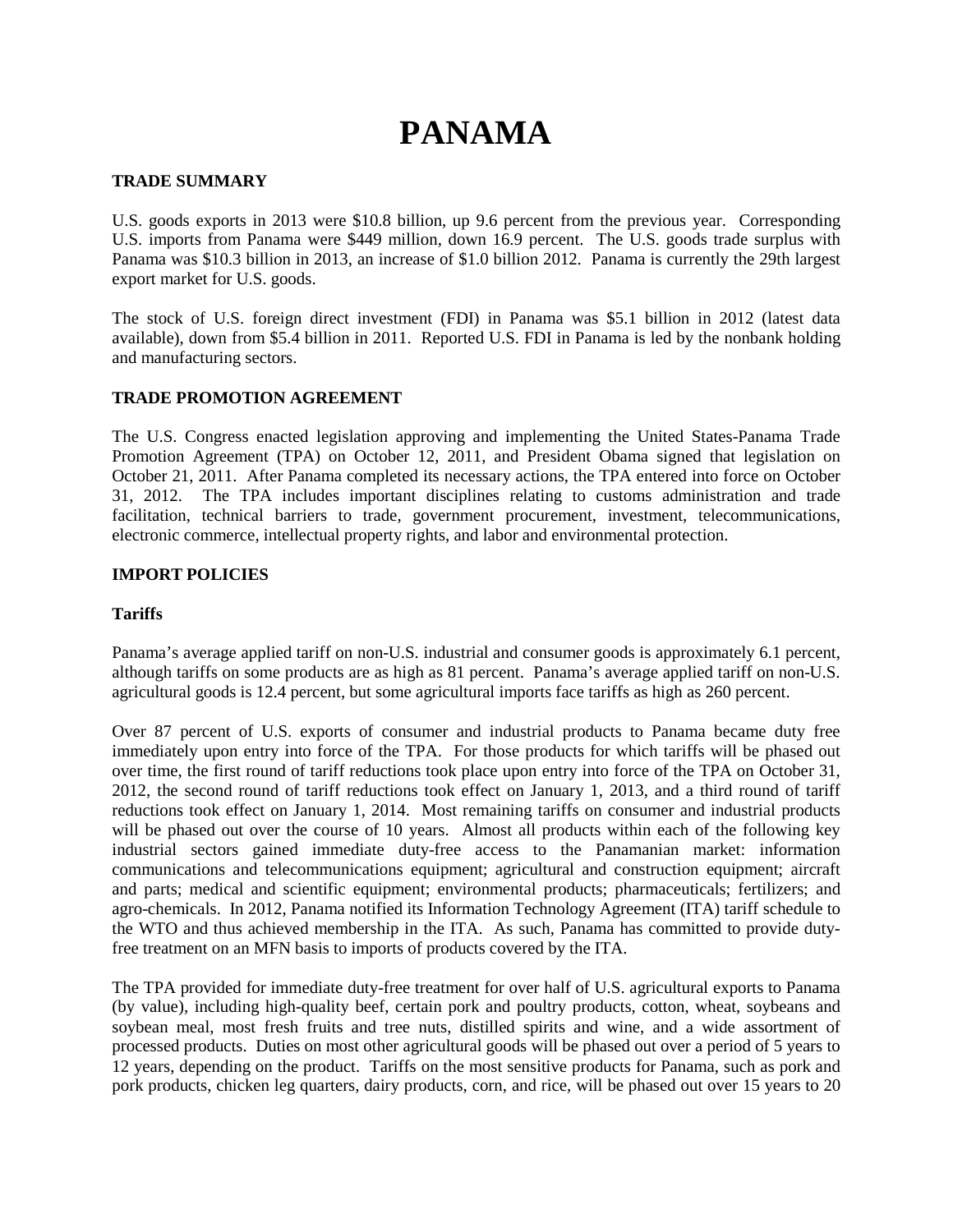# PANAMA

## TRADE SUMMARY

U.S. goods exports in 2013 were $10.8 billion, up 9.6 percent from the previous year. Corresponding U.S. imports from Panama were $449 million, down 16.9 percent. The U.S. goods trade surplus with Panama was $10.3 billion in 2013, an increase of $1.0 billion 2012. Panama is currently the 29th largest export market for U.S. goods.

The stock of U.S. foreign direct investment (FDI) in Panama was $5.1 billion in 2012 (latest data available), down from $5.4 billion in 2011. Reported U.S. FDI in Panama is led by the nonbank holding and manufacturing sectors.

## TRADE PROMOTION AGREEMENT

The U.S. Congress enacted legislation approving and implementing the United States-Panama Trade Promotion Agreement (TPA) on October 12, 2011, and President Obama signed that legislation on October 21, 2011. After Panama completed its necessary actions, the TPA entered into force on October 31, 2012. The TPA includes important disciplines relating to customs administration and trade facilitation, technical barriers to trade, government procurement, investment, telecommunications, electronic commerce, intellectual property rights, and labor and environmental protection.

## IMPORT POLICIES

### Tariffs

Panama's average applied tariff on non-U.S. industrial and consumer goods is approximately 6.1 percent, although tariffs on some products are as high as 81 percent. Panama's average applied tariff on non-U.S. agricultural goods is 12.4 percent, but some agricultural imports face tariffs as high as 260 percent.

Over 87 percent of U.S. exports of consumer and industrial products to Panama became duty free immediately upon entry into force of the TPA. For those products for which tariffs will be phased out over time, the first round of tariff reductions took place upon entry into force of the TPA on October 31, 2012, the second round of tariff reductions took effect on January 1, 2013, and a third round of tariff reductions took effect on January 1, 2014. Most remaining tariffs on consumer and industrial products will be phased out over the course of 10 years. Almost all products within each of the following key industrial sectors gained immediate duty-free access to the Panamanian market: information communications and telecommunications equipment; agricultural and construction equipment; aircraft and parts; medical and scientific equipment; environmental products; pharmaceuticals; fertilizers; and agro-chemicals. In 2012, Panama notified its Information Technology Agreement (ITA) tariff schedule to the WTO and thus achieved membership in the ITA. As such, Panama has committed to provide duty-free treatment on an MFN basis to imports of products covered by the ITA.

The TPA provided for immediate duty-free treatment for over half of U.S. agricultural exports to Panama (by value), including high-quality beef, certain pork and poultry products, cotton, wheat, soybeans and soybean meal, most fresh fruits and tree nuts, distilled spirits and wine, and a wide assortment of processed products. Duties on most other agricultural goods will be phased out over a period of 5 years to 12 years, depending on the product. Tariffs on the most sensitive products for Panama, such as pork and pork products, chicken leg quarters, dairy products, corn, and rice, will be phased out over 15 years to 20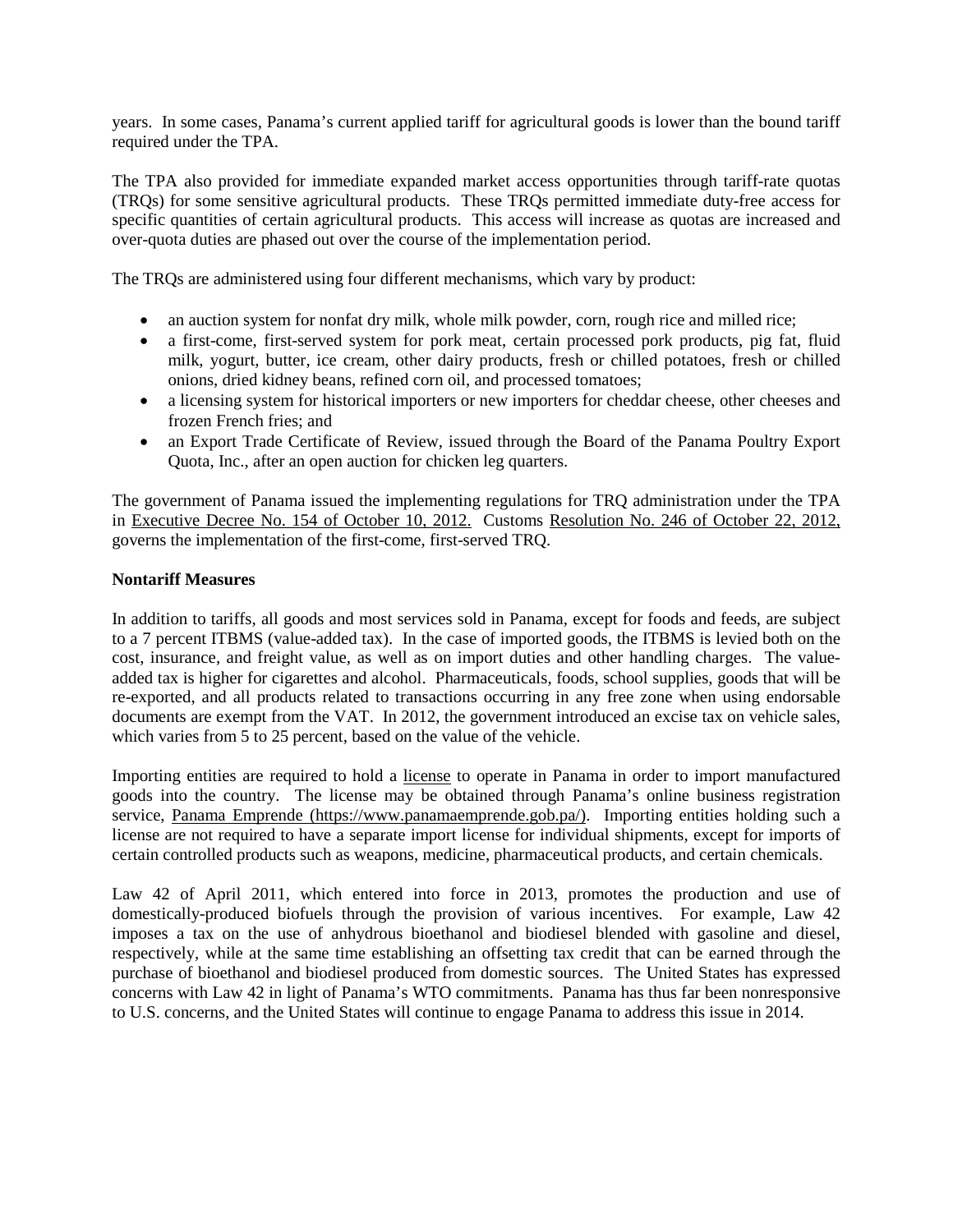years. In some cases, Panama's current applied tariff for agricultural goods is lower than the bound tariff required under the TPA.

The TPA also provided for immediate expanded market access opportunities through tariff-rate quotas (TRQs) for some sensitive agricultural products. These TRQs permitted immediate duty-free access for specific quantities of certain agricultural products. This access will increase as quotas are increased and over-quota duties are phased out over the course of the implementation period.

The TRQs are administered using four different mechanisms, which vary by product:

- an auction system for nonfat dry milk, whole milk powder, corn, rough rice and milled rice;
- a first-come, first-served system for pork meat, certain processed pork products, pig fat, fluid milk, yogurt, butter, ice cream, other dairy products, fresh or chilled potatoes, fresh or chilled onions, dried kidney beans, refined corn oil, and processed tomatoes;
- a licensing system for historical importers or new importers for cheddar cheese, other cheeses and frozen French fries; and
- an Export Trade Certificate of Review, issued through the Board of the Panama Poultry Export Quota, Inc., after an open auction for chicken leg quarters.

The government of Panama issued the implementing regulations for TRQ administration under the TPA in Executive Decree No. 154 of October 10, 2012. Customs Resolution No. 246 of October 22, 2012, governs the implementation of the first-come, first-served TRQ.

**Nontariff Measures**

In addition to tariffs, all goods and most services sold in Panama, except for foods and feeds, are subject to a 7 percent ITBMS (value-added tax). In the case of imported goods, the ITBMS is levied both on the cost, insurance, and freight value, as well as on import duties and other handling charges. The value-added tax is higher for cigarettes and alcohol. Pharmaceuticals, foods, school supplies, goods that will be re-exported, and all products related to transactions occurring in any free zone when using endorsable documents are exempt from the VAT. In 2012, the government introduced an excise tax on vehicle sales, which varies from 5 to 25 percent, based on the value of the vehicle.

Importing entities are required to hold a license to operate in Panama in order to import manufactured goods into the country. The license may be obtained through Panama's online business registration service, Panama Emprende (https://www.panamaemprende.gob.pa/). Importing entities holding such a license are not required to have a separate import license for individual shipments, except for imports of certain controlled products such as weapons, medicine, pharmaceutical products, and certain chemicals.

Law 42 of April 2011, which entered into force in 2013, promotes the production and use of domestically-produced biofuels through the provision of various incentives. For example, Law 42 imposes a tax on the use of anhydrous bioethanol and biodiesel blended with gasoline and diesel, respectively, while at the same time establishing an offsetting tax credit that can be earned through the purchase of bioethanol and biodiesel produced from domestic sources. The United States has expressed concerns with Law 42 in light of Panama's WTO commitments. Panama has thus far been nonresponsive to U.S. concerns, and the United States will continue to engage Panama to address this issue in 2014.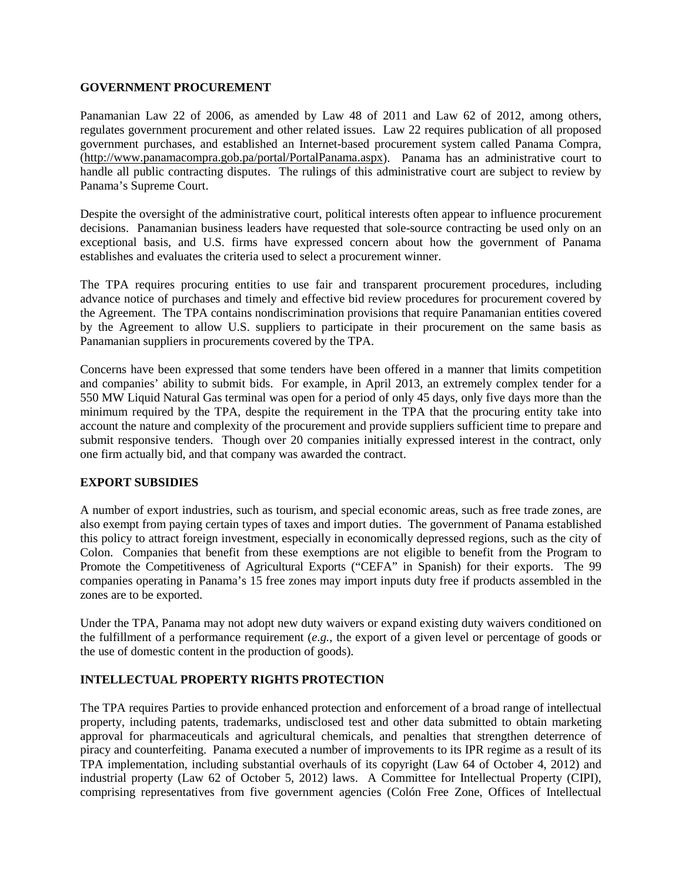## GOVERNMENT PROCUREMENT

Panamanian Law 22 of 2006, as amended by Law 48 of 2011 and Law 62 of 2012, among others, regulates government procurement and other related issues. Law 22 requires publication of all proposed government purchases, and established an Internet-based procurement system called Panama Compra, (http://www.panamacompra.gob.pa/portal/PortalPanama.aspx). Panama has an administrative court to handle all public contracting disputes. The rulings of this administrative court are subject to review by Panama's Supreme Court.

Despite the oversight of the administrative court, political interests often appear to influence procurement decisions. Panamanian business leaders have requested that sole-source contracting be used only on an exceptional basis, and U.S. firms have expressed concern about how the government of Panama establishes and evaluates the criteria used to select a procurement winner.

The TPA requires procuring entities to use fair and transparent procurement procedures, including advance notice of purchases and timely and effective bid review procedures for procurement covered by the Agreement. The TPA contains nondiscrimination provisions that require Panamanian entities covered by the Agreement to allow U.S. suppliers to participate in their procurement on the same basis as Panamanian suppliers in procurements covered by the TPA.

Concerns have been expressed that some tenders have been offered in a manner that limits competition and companies' ability to submit bids. For example, in April 2013, an extremely complex tender for a 550 MW Liquid Natural Gas terminal was open for a period of only 45 days, only five days more than the minimum required by the TPA, despite the requirement in the TPA that the procuring entity take into account the nature and complexity of the procurement and provide suppliers sufficient time to prepare and submit responsive tenders. Though over 20 companies initially expressed interest in the contract, only one firm actually bid, and that company was awarded the contract.

## EXPORT SUBSIDIES

A number of export industries, such as tourism, and special economic areas, such as free trade zones, are also exempt from paying certain types of taxes and import duties. The government of Panama established this policy to attract foreign investment, especially in economically depressed regions, such as the city of Colon. Companies that benefit from these exemptions are not eligible to benefit from the Program to Promote the Competitiveness of Agricultural Exports ("CEFA" in Spanish) for their exports. The 99 companies operating in Panama's 15 free zones may import inputs duty free if products assembled in the zones are to be exported.

Under the TPA, Panama may not adopt new duty waivers or expand existing duty waivers conditioned on the fulfillment of a performance requirement (*e.g.*, the export of a given level or percentage of goods or the use of domestic content in the production of goods).

## INTELLECTUAL PROPERTY RIGHTS PROTECTION

The TPA requires Parties to provide enhanced protection and enforcement of a broad range of intellectual property, including patents, trademarks, undisclosed test and other data submitted to obtain marketing approval for pharmaceuticals and agricultural chemicals, and penalties that strengthen deterrence of piracy and counterfeiting. Panama executed a number of improvements to its IPR regime as a result of its TPA implementation, including substantial overhauls of its copyright (Law 64 of October 4, 2012) and industrial property (Law 62 of October 5, 2012) laws. A Committee for Intellectual Property (CIPI), comprising representatives from five government agencies (Colón Free Zone, Offices of Intellectual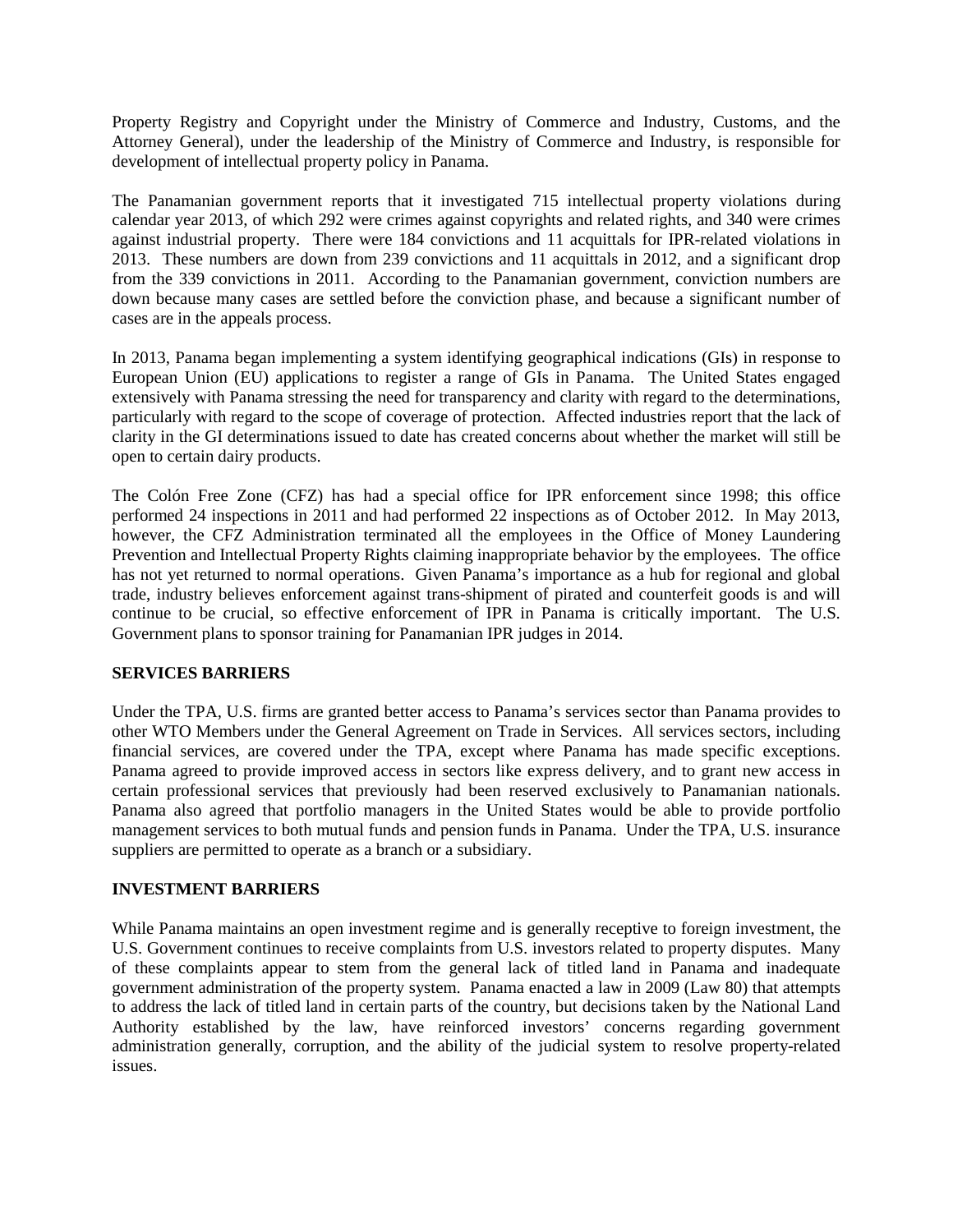Property Registry and Copyright under the Ministry of Commerce and Industry, Customs, and the Attorney General), under the leadership of the Ministry of Commerce and Industry, is responsible for development of intellectual property policy in Panama.

The Panamanian government reports that it investigated 715 intellectual property violations during calendar year 2013, of which 292 were crimes against copyrights and related rights, and 340 were crimes against industrial property. There were 184 convictions and 11 acquittals for IPR-related violations in 2013. These numbers are down from 239 convictions and 11 acquittals in 2012, and a significant drop from the 339 convictions in 2011. According to the Panamanian government, conviction numbers are down because many cases are settled before the conviction phase, and because a significant number of cases are in the appeals process.

In 2013, Panama began implementing a system identifying geographical indications (GIs) in response to European Union (EU) applications to register a range of GIs in Panama. The United States engaged extensively with Panama stressing the need for transparency and clarity with regard to the determinations, particularly with regard to the scope of coverage of protection. Affected industries report that the lack of clarity in the GI determinations issued to date has created concerns about whether the market will still be open to certain dairy products.

The Colón Free Zone (CFZ) has had a special office for IPR enforcement since 1998; this office performed 24 inspections in 2011 and had performed 22 inspections as of October 2012. In May 2013, however, the CFZ Administration terminated all the employees in the Office of Money Laundering Prevention and Intellectual Property Rights claiming inappropriate behavior by the employees. The office has not yet returned to normal operations. Given Panama's importance as a hub for regional and global trade, industry believes enforcement against trans-shipment of pirated and counterfeit goods is and will continue to be crucial, so effective enforcement of IPR in Panama is critically important. The U.S. Government plans to sponsor training for Panamanian IPR judges in 2014.

## SERVICES BARRIERS

Under the TPA, U.S. firms are granted better access to Panama's services sector than Panama provides to other WTO Members under the General Agreement on Trade in Services. All services sectors, including financial services, are covered under the TPA, except where Panama has made specific exceptions. Panama agreed to provide improved access in sectors like express delivery, and to grant new access in certain professional services that previously had been reserved exclusively to Panamanian nationals. Panama also agreed that portfolio managers in the United States would be able to provide portfolio management services to both mutual funds and pension funds in Panama. Under the TPA, U.S. insurance suppliers are permitted to operate as a branch or a subsidiary.

## INVESTMENT BARRIERS

While Panama maintains an open investment regime and is generally receptive to foreign investment, the U.S. Government continues to receive complaints from U.S. investors related to property disputes. Many of these complaints appear to stem from the general lack of titled land in Panama and inadequate government administration of the property system. Panama enacted a law in 2009 (Law 80) that attempts to address the lack of titled land in certain parts of the country, but decisions taken by the National Land Authority established by the law, have reinforced investors' concerns regarding government administration generally, corruption, and the ability of the judicial system to resolve property-related issues.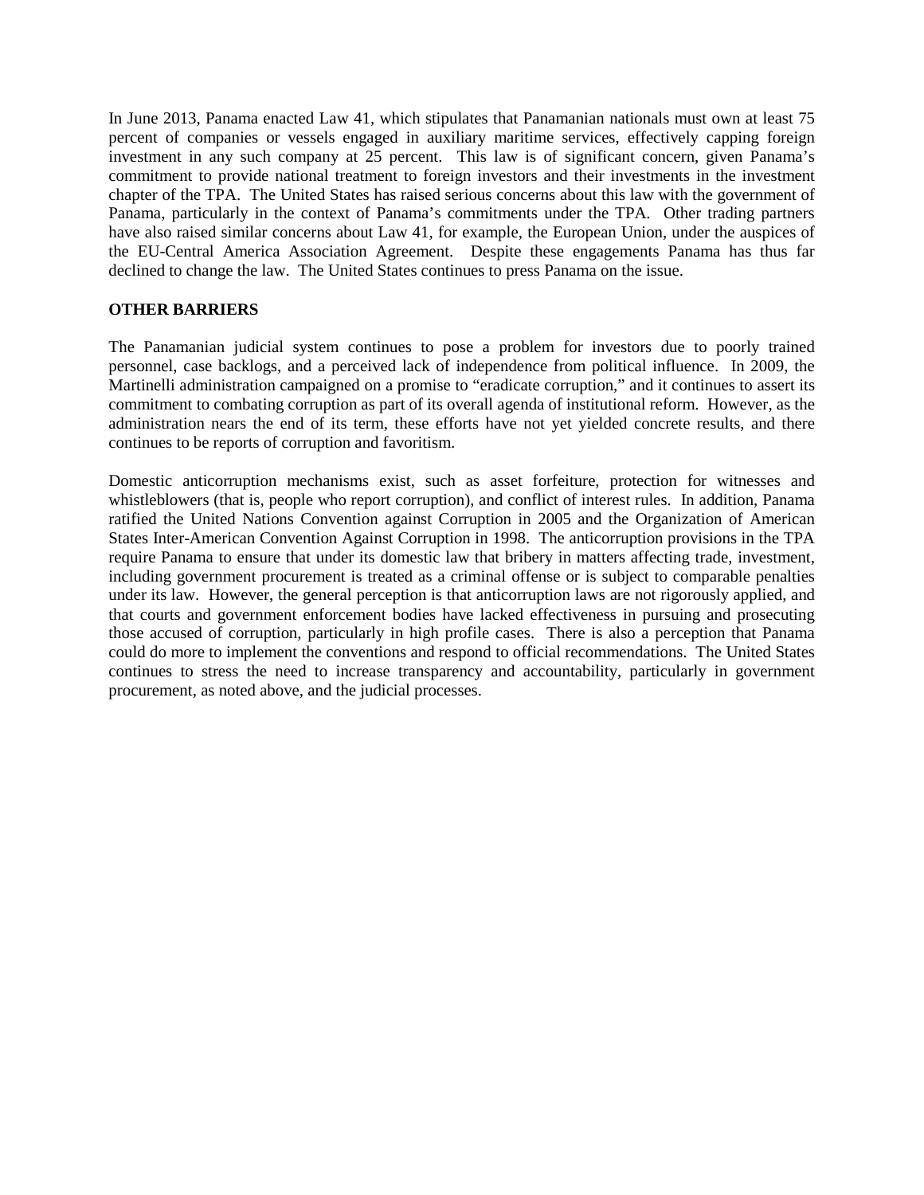In June 2013, Panama enacted Law 41, which stipulates that Panamanian nationals must own at least 75 percent of companies or vessels engaged in auxiliary maritime services, effectively capping foreign investment in any such company at 25 percent. This law is of significant concern, given Panama's commitment to provide national treatment to foreign investors and their investments in the investment chapter of the TPA. The United States has raised serious concerns about this law with the government of Panama, particularly in the context of Panama's commitments under the TPA. Other trading partners have also raised similar concerns about Law 41, for example, the European Union, under the auspices of the EU-Central America Association Agreement. Despite these engagements Panama has thus far declined to change the law. The United States continues to press Panama on the issue.

**OTHER BARRIERS**

The Panamanian judicial system continues to pose a problem for investors due to poorly trained personnel, case backlogs, and a perceived lack of independence from political influence. In 2009, the Martinelli administration campaigned on a promise to "eradicate corruption," and it continues to assert its commitment to combating corruption as part of its overall agenda of institutional reform. However, as the administration nears the end of its term, these efforts have not yet yielded concrete results, and there continues to be reports of corruption and favoritism.

Domestic anticorruption mechanisms exist, such as asset forfeiture, protection for witnesses and whistleblowers (that is, people who report corruption), and conflict of interest rules. In addition, Panama ratified the United Nations Convention against Corruption in 2005 and the Organization of American States Inter-American Convention Against Corruption in 1998. The anticorruption provisions in the TPA require Panama to ensure that under its domestic law that bribery in matters affecting trade, investment, including government procurement is treated as a criminal offense or is subject to comparable penalties under its law. However, the general perception is that anticorruption laws are not rigorously applied, and that courts and government enforcement bodies have lacked effectiveness in pursuing and prosecuting those accused of corruption, particularly in high profile cases. There is also a perception that Panama could do more to implement the conventions and respond to official recommendations. The United States continues to stress the need to increase transparency and accountability, particularly in government procurement, as noted above, and the judicial processes.